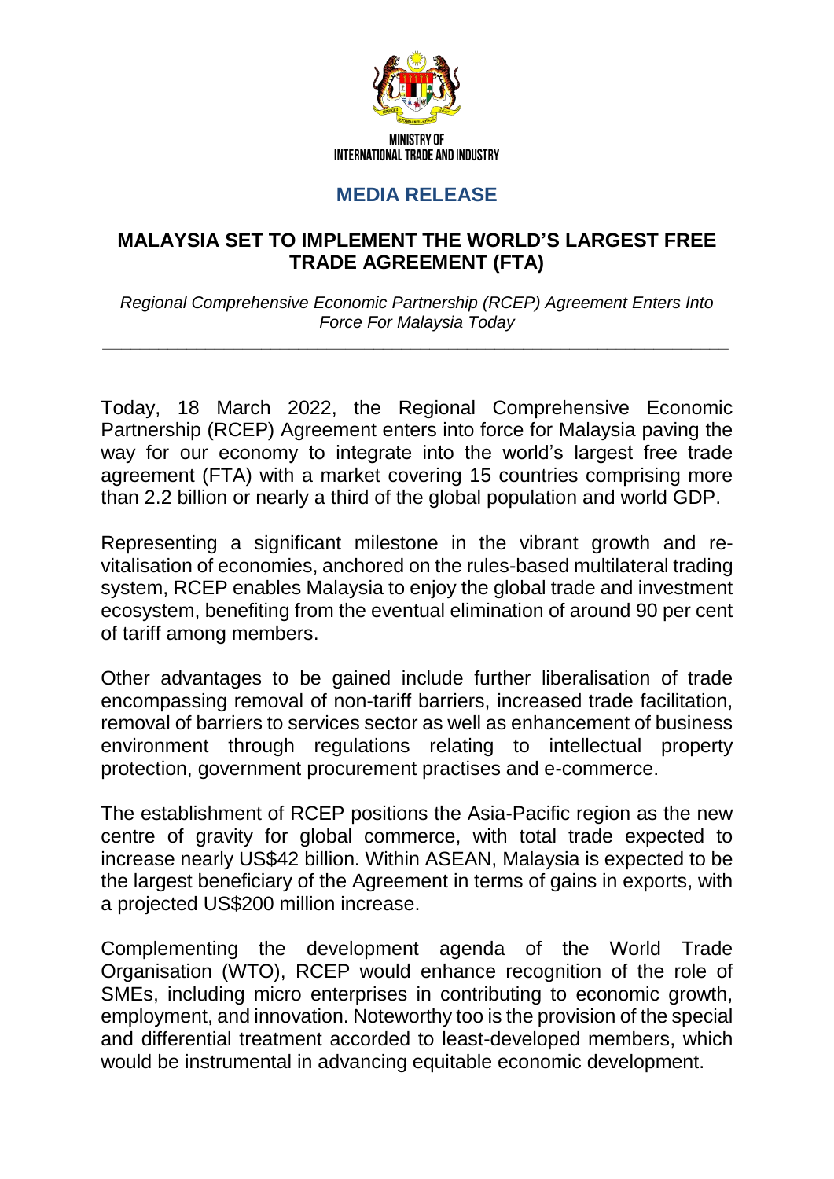MINISTRY OF
INTERNATIONAL TRADE AND INDUSTRY

## MEDIA RELEASE

# MALAYSIA SET TO IMPLEMENT THE WORLD'S LARGEST FREE TRADE AGREEMENT (FTA)

*Regional Comprehensive Economic Partnership (RCEP) Agreement Enters Into Force For Malaysia Today*

---

Today, 18 March 2022, the Regional Comprehensive Economic Partnership (RCEP) Agreement enters into force for Malaysia paving the way for our economy to integrate into the world's largest free trade agreement (FTA) with a market covering 15 countries comprising more than 2.2 billion or nearly a third of the global population and world GDP.

Representing a significant milestone in the vibrant growth and re-vitalisation of economies, anchored on the rules-based multilateral trading system, RCEP enables Malaysia to enjoy the global trade and investment ecosystem, benefiting from the eventual elimination of around 90 per cent of tariff among members.

Other advantages to be gained include further liberalisation of trade encompassing removal of non-tariff barriers, increased trade facilitation, removal of barriers to services sector as well as enhancement of business environment through regulations relating to intellectual property protection, government procurement practises and e-commerce.

The establishment of RCEP positions the Asia-Pacific region as the new centre of gravity for global commerce, with total trade expected to increase nearly US$42 billion. Within ASEAN, Malaysia is expected to be the largest beneficiary of the Agreement in terms of gains in exports, with a projected US$200 million increase.

Complementing the development agenda of the World Trade Organisation (WTO), RCEP would enhance recognition of the role of SMEs, including micro enterprises in contributing to economic growth, employment, and innovation. Noteworthy too is the provision of the special and differential treatment accorded to least-developed members, which would be instrumental in advancing equitable economic development.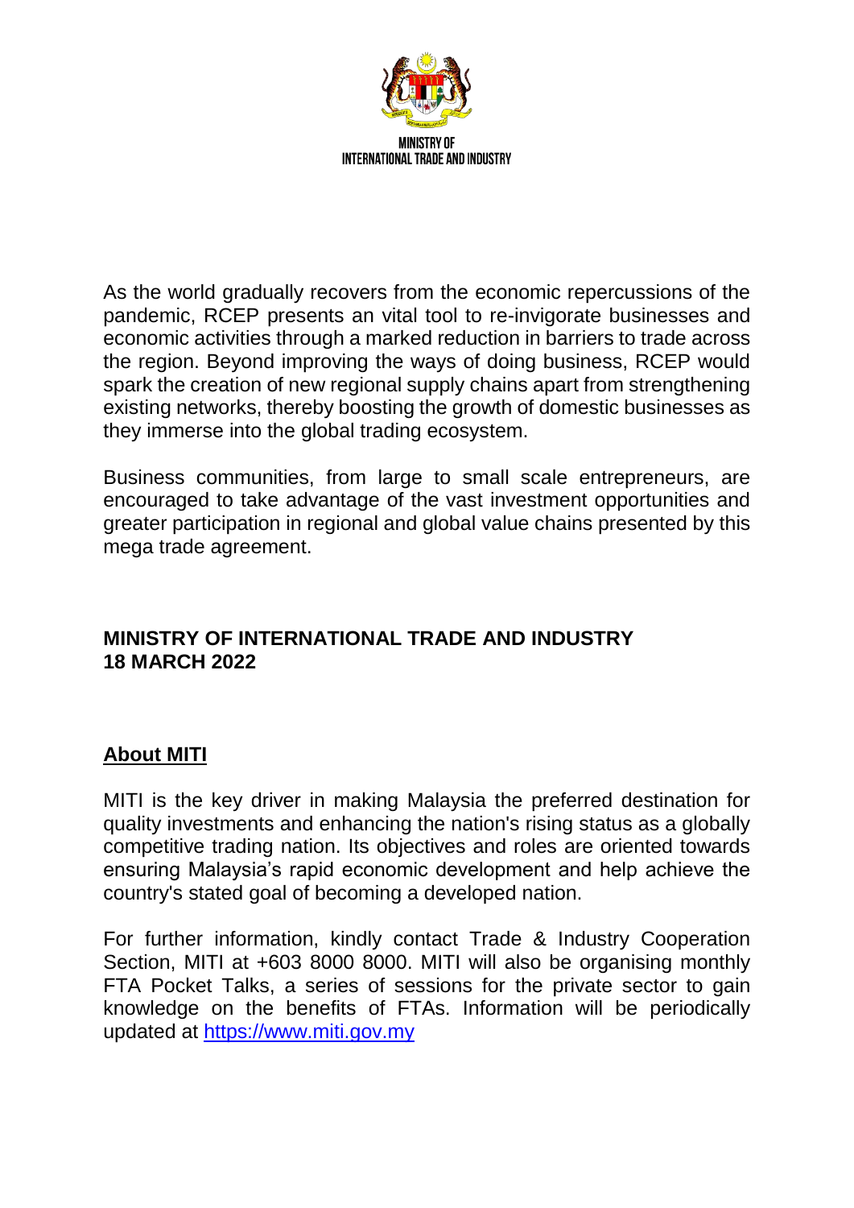MINISTRY OF
INTERNATIONAL TRADE AND INDUSTRY

As the world gradually recovers from the economic repercussions of the pandemic, RCEP presents an vital tool to re-invigorate businesses and economic activities through a marked reduction in barriers to trade across the region. Beyond improving the ways of doing business, RCEP would spark the creation of new regional supply chains apart from strengthening existing networks, thereby boosting the growth of domestic businesses as they immerse into the global trading ecosystem.

Business communities, from large to small scale entrepreneurs, are encouraged to take advantage of the vast investment opportunities and greater participation in regional and global value chains presented by this mega trade agreement.

**MINISTRY OF INTERNATIONAL TRADE AND INDUSTRY**
**18 MARCH 2022**

## About MITI

MITI is the key driver in making Malaysia the preferred destination for quality investments and enhancing the nation's rising status as a globally competitive trading nation. Its objectives and roles are oriented towards ensuring Malaysia's rapid economic development and help achieve the country's stated goal of becoming a developed nation.

For further information, kindly contact Trade & Industry Cooperation Section, MITI at +603 8000 8000. MITI will also be organising monthly FTA Pocket Talks, a series of sessions for the private sector to gain knowledge on the benefits of FTAs. Information will be periodically updated at https://www.miti.gov.my